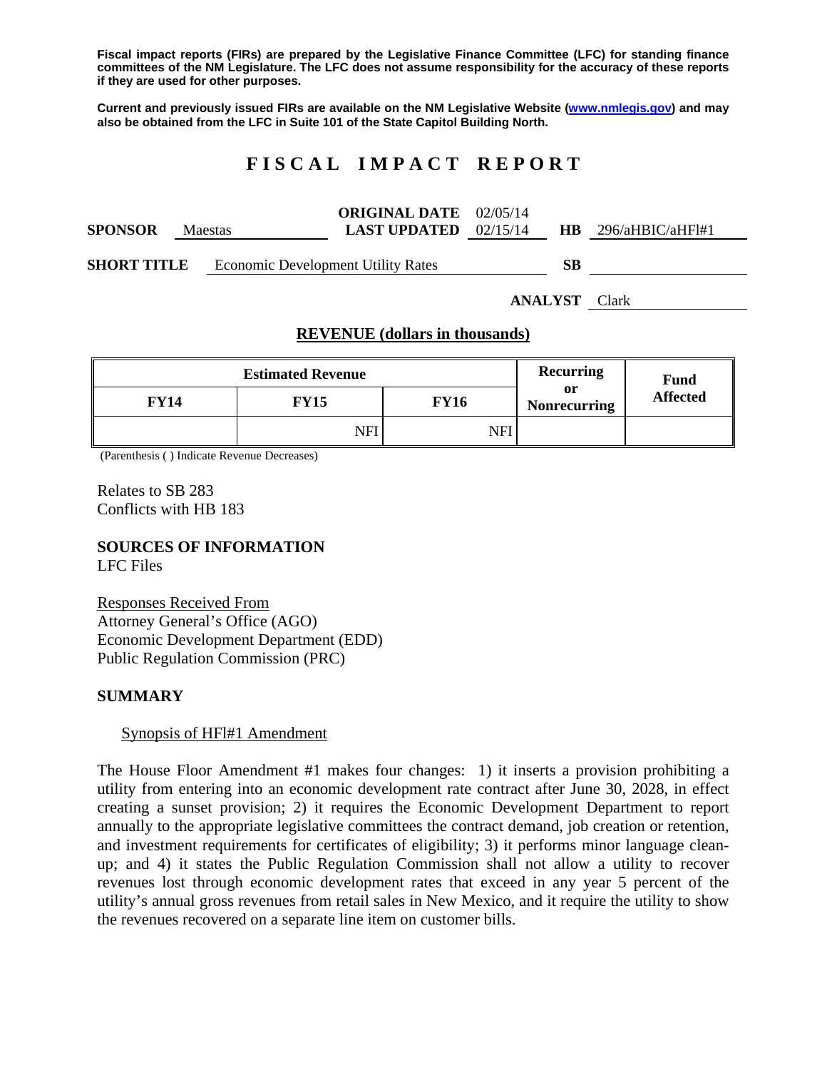**Fiscal impact reports (FIRs) are prepared by the Legislative Finance Committee (LFC) for standing finance committees of the NM Legislature. The LFC does not assume responsibility for the accuracy of these reports if they are used for other purposes.**

**Current and previously issued FIRs are available on the NM Legislative Website (www.nmlegis.gov) and may also be obtained from the LFC in Suite 101 of the State Capitol Building North.**

# FISCAL IMPACT REPORT

| | | | | | |
|---|---|---|---|---|---|
| **SPONSOR** | Maestas | **ORIGINAL DATE** / **LAST UPDATED** | 02/05/14 / 02/15/14 | **HB** | 296/aHBIC/aHFl#1 |
| **SHORT TITLE** | Economic Development Utility Rates | | | **SB** | |
| | | | | **ANALYST** | Clark |

## REVENUE (dollars in thousands)

| Estimated Revenue | | | Recurring or Nonrecurring | Fund Affected |
|---|---|---|---|---|
| **FY14** | **FY15** | **FY16** | | |
| | NFI | NFI | | |

(Parenthesis ( ) Indicate Revenue Decreases)

Relates to SB 283
Conflicts with HB 183

### SOURCES OF INFORMATION
LFC Files

Responses Received From
Attorney General's Office (AGO)
Economic Development Department (EDD)
Public Regulation Commission (PRC)

### SUMMARY

Synopsis of HFl#1 Amendment

The House Floor Amendment #1 makes four changes: 1) it inserts a provision prohibiting a utility from entering into an economic development rate contract after June 30, 2028, in effect creating a sunset provision; 2) it requires the Economic Development Department to report annually to the appropriate legislative committees the contract demand, job creation or retention, and investment requirements for certificates of eligibility; 3) it performs minor language clean-up; and 4) it states the Public Regulation Commission shall not allow a utility to recover revenues lost through economic development rates that exceed in any year 5 percent of the utility's annual gross revenues from retail sales in New Mexico, and it require the utility to show the revenues recovered on a separate line item on customer bills.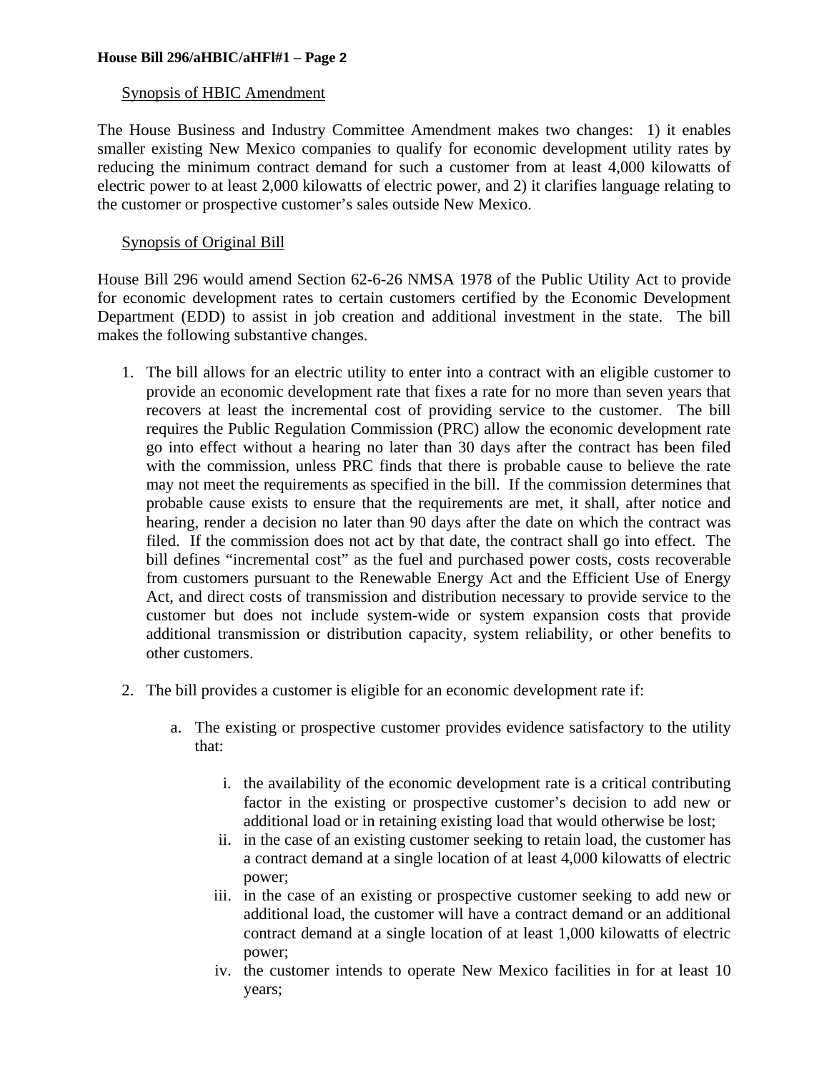Synopsis of HBIC Amendment

The House Business and Industry Committee Amendment makes two changes: 1) it enables smaller existing New Mexico companies to qualify for economic development utility rates by reducing the minimum contract demand for such a customer from at least 4,000 kilowatts of electric power to at least 2,000 kilowatts of electric power, and 2) it clarifies language relating to the customer or prospective customer's sales outside New Mexico.

Synopsis of Original Bill

House Bill 296 would amend Section 62-6-26 NMSA 1978 of the Public Utility Act to provide for economic development rates to certain customers certified by the Economic Development Department (EDD) to assist in job creation and additional investment in the state. The bill makes the following substantive changes.

1. The bill allows for an electric utility to enter into a contract with an eligible customer to provide an economic development rate that fixes a rate for no more than seven years that recovers at least the incremental cost of providing service to the customer. The bill requires the Public Regulation Commission (PRC) allow the economic development rate go into effect without a hearing no later than 30 days after the contract has been filed with the commission, unless PRC finds that there is probable cause to believe the rate may not meet the requirements as specified in the bill. If the commission determines that probable cause exists to ensure that the requirements are met, it shall, after notice and hearing, render a decision no later than 90 days after the date on which the contract was filed. If the commission does not act by that date, the contract shall go into effect. The bill defines "incremental cost" as the fuel and purchased power costs, costs recoverable from customers pursuant to the Renewable Energy Act and the Efficient Use of Energy Act, and direct costs of transmission and distribution necessary to provide service to the customer but does not include system-wide or system expansion costs that provide additional transmission or distribution capacity, system reliability, or other benefits to other customers.

2. The bill provides a customer is eligible for an economic development rate if:

   a. The existing or prospective customer provides evidence satisfactory to the utility that:

      i. the availability of the economic development rate is a critical contributing factor in the existing or prospective customer's decision to add new or additional load or in retaining existing load that would otherwise be lost;
      ii. in the case of an existing customer seeking to retain load, the customer has a contract demand at a single location of at least 4,000 kilowatts of electric power;
      iii. in the case of an existing or prospective customer seeking to add new or additional load, the customer will have a contract demand or an additional contract demand at a single location of at least 1,000 kilowatts of electric power;
      iv. the customer intends to operate New Mexico facilities in for at least 10 years;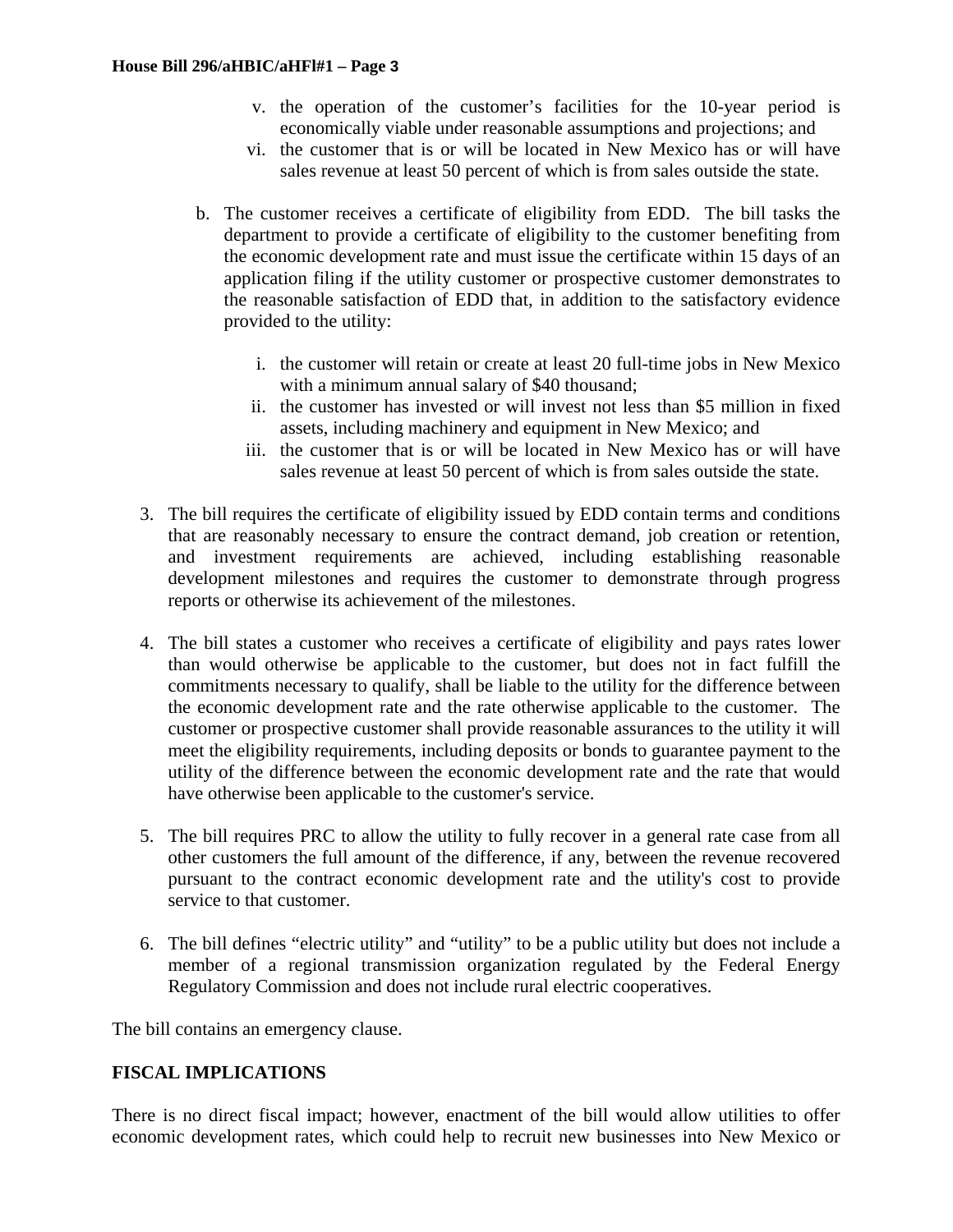v. the operation of the customer's facilities for the 10-year period is economically viable under reasonable assumptions and projections; and
vi. the customer that is or will be located in New Mexico has or will have sales revenue at least 50 percent of which is from sales outside the state.

b. The customer receives a certificate of eligibility from EDD. The bill tasks the department to provide a certificate of eligibility to the customer benefiting from the economic development rate and must issue the certificate within 15 days of an application filing if the utility customer or prospective customer demonstrates to the reasonable satisfaction of EDD that, in addition to the satisfactory evidence provided to the utility:

   i. the customer will retain or create at least 20 full-time jobs in New Mexico with a minimum annual salary of $40 thousand;
   ii. the customer has invested or will invest not less than $5 million in fixed assets, including machinery and equipment in New Mexico; and
   iii. the customer that is or will be located in New Mexico has or will have sales revenue at least 50 percent of which is from sales outside the state.

3. The bill requires the certificate of eligibility issued by EDD contain terms and conditions that are reasonably necessary to ensure the contract demand, job creation or retention, and investment requirements are achieved, including establishing reasonable development milestones and requires the customer to demonstrate through progress reports or otherwise its achievement of the milestones.

4. The bill states a customer who receives a certificate of eligibility and pays rates lower than would otherwise be applicable to the customer, but does not in fact fulfill the commitments necessary to qualify, shall be liable to the utility for the difference between the economic development rate and the rate otherwise applicable to the customer. The customer or prospective customer shall provide reasonable assurances to the utility it will meet the eligibility requirements, including deposits or bonds to guarantee payment to the utility of the difference between the economic development rate and the rate that would have otherwise been applicable to the customer's service.

5. The bill requires PRC to allow the utility to fully recover in a general rate case from all other customers the full amount of the difference, if any, between the revenue recovered pursuant to the contract economic development rate and the utility's cost to provide service to that customer.

6. The bill defines "electric utility" and "utility" to be a public utility but does not include a member of a regional transmission organization regulated by the Federal Energy Regulatory Commission and does not include rural electric cooperatives.

The bill contains an emergency clause.

**FISCAL IMPLICATIONS**

There is no direct fiscal impact; however, enactment of the bill would allow utilities to offer economic development rates, which could help to recruit new businesses into New Mexico or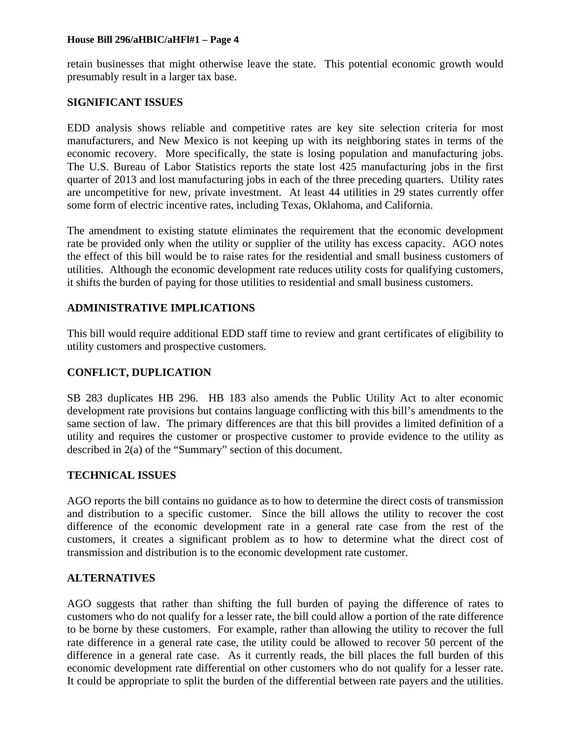retain businesses that might otherwise leave the state. This potential economic growth would presumably result in a larger tax base.

**SIGNIFICANT ISSUES**

EDD analysis shows reliable and competitive rates are key site selection criteria for most manufacturers, and New Mexico is not keeping up with its neighboring states in terms of the economic recovery. More specifically, the state is losing population and manufacturing jobs. The U.S. Bureau of Labor Statistics reports the state lost 425 manufacturing jobs in the first quarter of 2013 and lost manufacturing jobs in each of the three preceding quarters. Utility rates are uncompetitive for new, private investment. At least 44 utilities in 29 states currently offer some form of electric incentive rates, including Texas, Oklahoma, and California.

The amendment to existing statute eliminates the requirement that the economic development rate be provided only when the utility or supplier of the utility has excess capacity. AGO notes the effect of this bill would be to raise rates for the residential and small business customers of utilities. Although the economic development rate reduces utility costs for qualifying customers, it shifts the burden of paying for those utilities to residential and small business customers.

**ADMINISTRATIVE IMPLICATIONS**

This bill would require additional EDD staff time to review and grant certificates of eligibility to utility customers and prospective customers.

**CONFLICT, DUPLICATION**

SB 283 duplicates HB 296. HB 183 also amends the Public Utility Act to alter economic development rate provisions but contains language conflicting with this bill's amendments to the same section of law. The primary differences are that this bill provides a limited definition of a utility and requires the customer or prospective customer to provide evidence to the utility as described in 2(a) of the "Summary" section of this document.

**TECHNICAL ISSUES**

AGO reports the bill contains no guidance as to how to determine the direct costs of transmission and distribution to a specific customer. Since the bill allows the utility to recover the cost difference of the economic development rate in a general rate case from the rest of the customers, it creates a significant problem as to how to determine what the direct cost of transmission and distribution is to the economic development rate customer.

**ALTERNATIVES**

AGO suggests that rather than shifting the full burden of paying the difference of rates to customers who do not qualify for a lesser rate, the bill could allow a portion of the rate difference to be borne by these customers. For example, rather than allowing the utility to recover the full rate difference in a general rate case, the utility could be allowed to recover 50 percent of the difference in a general rate case. As it currently reads, the bill places the full burden of this economic development rate differential on other customers who do not qualify for a lesser rate. It could be appropriate to split the burden of the differential between rate payers and the utilities.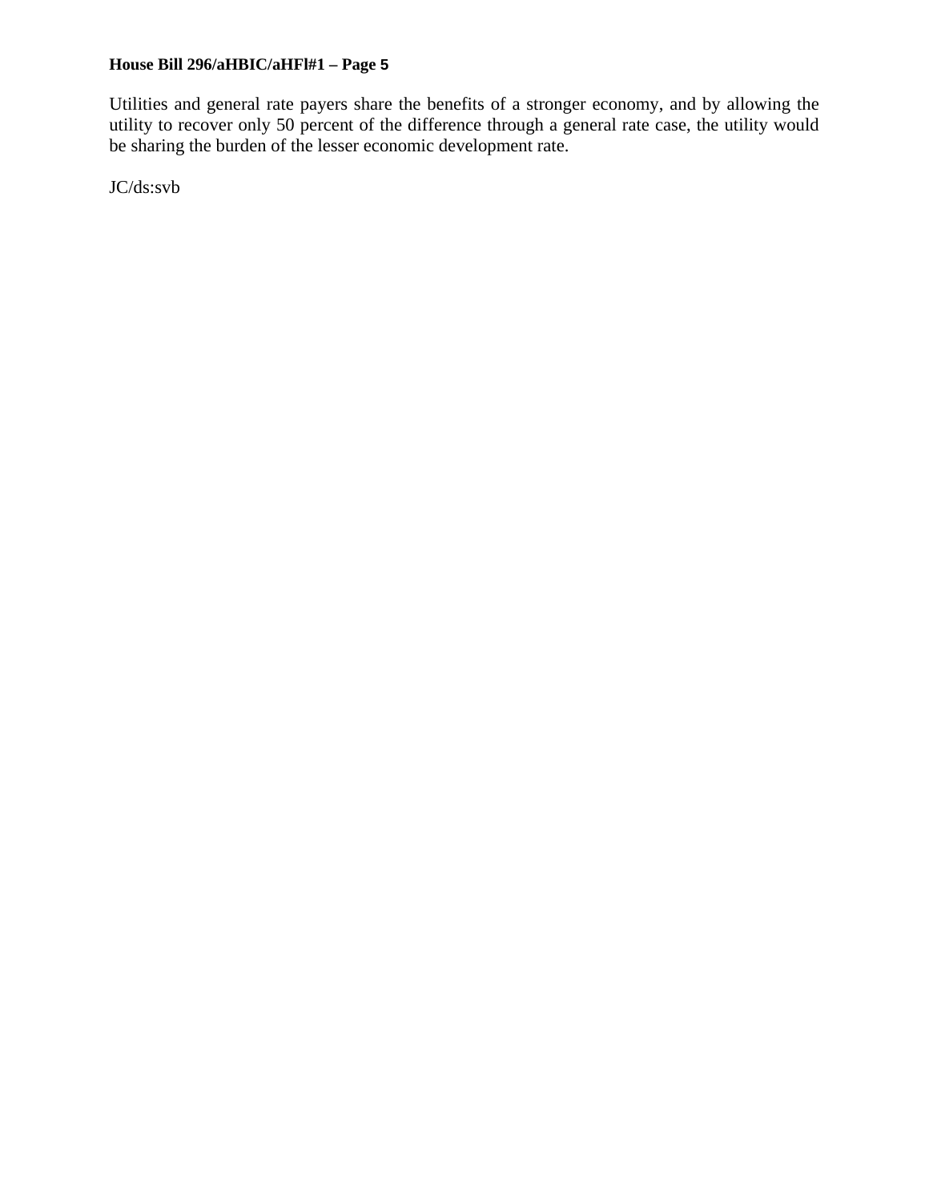Utilities and general rate payers share the benefits of a stronger economy, and by allowing the utility to recover only 50 percent of the difference through a general rate case, the utility would be sharing the burden of the lesser economic development rate.

JC/ds:svb